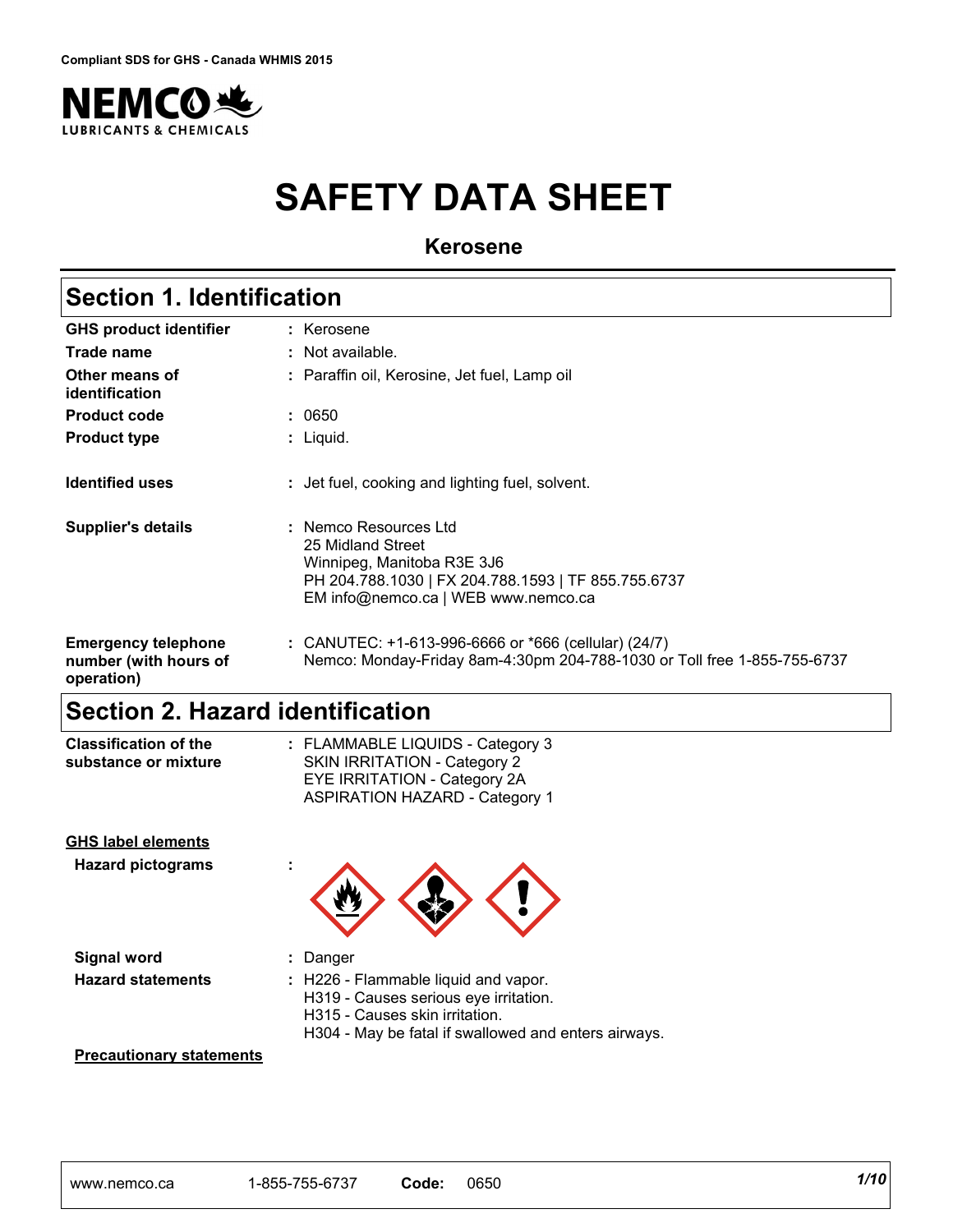Compliant SDS for GHS - Canada WHMIS 2015

NEMCO LUBRICANTS & CHEMICALS

# SAFETY DATA SHEET

**Kerosene**

## Section 1. Identification

| | |
|---|---|
| **GHS product identifier** | : Kerosene |
| **Trade name** | : Not available. |
| **Other means of identification** | : Paraffin oil, Kerosine, Jet fuel, Lamp oil |
| **Product code** | : 0650 |
| **Product type** | : Liquid. |
| **Identified uses** | : Jet fuel, cooking and lighting fuel, solvent. |
| **Supplier's details** | : Nemco Resources Ltd<br>25 Midland Street<br>Winnipeg, Manitoba R3E 3J6<br>PH 204.788.1030 \| FX 204.788.1593 \| TF 855.755.6737<br>EM info@nemco.ca \| WEB www.nemco.ca |
| **Emergency telephone number (with hours of operation)** | : CANUTEC: +1-613-996-6666 or *666 (cellular) (24/7)<br>Nemco: Monday-Friday 8am-4:30pm 204-788-1030 or Toll free 1-855-755-6737 |

## Section 2. Hazard identification

**Classification of the substance or mixture** : FLAMMABLE LIQUIDS - Category 3
SKIN IRRITATION - Category 2
EYE IRRITATION - Category 2A
ASPIRATION HAZARD - Category 1

**GHS label elements**

**Hazard pictograms** :

**Signal word** : Danger

**Hazard statements** : H226 - Flammable liquid and vapor.
H319 - Causes serious eye irritation.
H315 - Causes skin irritation.
H304 - May be fatal if swallowed and enters airways.

**Precautionary statements**

www.nemco.ca 1-855-755-6737 **Code:** 0650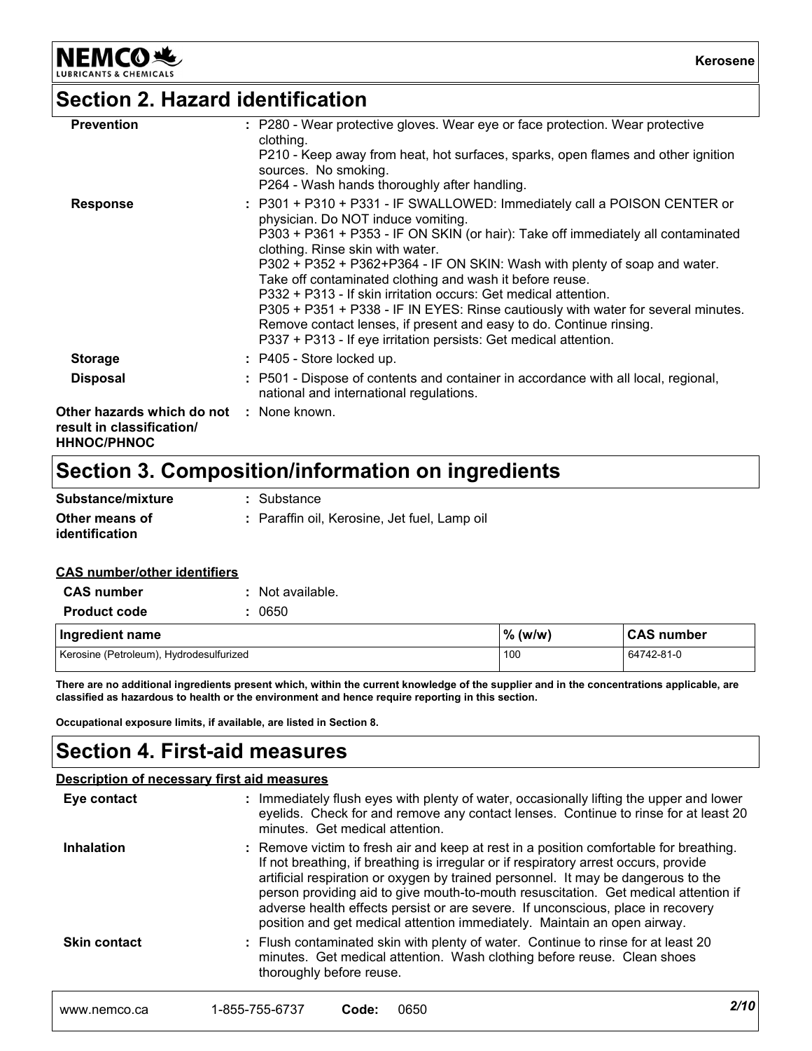## Section 2. Hazard identification

**Prevention** : P280 - Wear protective gloves. Wear eye or face protection. Wear protective clothing.
P210 - Keep away from heat, hot surfaces, sparks, open flames and other ignition sources. No smoking.
P264 - Wash hands thoroughly after handling.

**Response** : P301 + P310 + P331 - IF SWALLOWED: Immediately call a POISON CENTER or physician. Do NOT induce vomiting.
P303 + P361 + P353 - IF ON SKIN (or hair): Take off immediately all contaminated clothing. Rinse skin with water.
P302 + P352 + P362+P364 - IF ON SKIN: Wash with plenty of soap and water. Take off contaminated clothing and wash it before reuse.
P332 + P313 - If skin irritation occurs: Get medical attention.
P305 + P351 + P338 - IF IN EYES: Rinse cautiously with water for several minutes. Remove contact lenses, if present and easy to do. Continue rinsing.
P337 + P313 - If eye irritation persists: Get medical attention.

**Storage** : P405 - Store locked up.

**Disposal** : P501 - Dispose of contents and container in accordance with all local, regional, national and international regulations.

**Other hazards which do not result in classification/ HHNOC/PHNOC** : None known.

## Section 3. Composition/information on ingredients

**Substance/mixture** : Substance

**Other means of identification** : Paraffin oil, Kerosine, Jet fuel, Lamp oil

**CAS number/other identifiers**

**CAS number** : Not available.

**Product code** : 0650

| Ingredient name | % (w/w) | CAS number |
|---|---|---|
| Kerosine (Petroleum), Hydrodesulfurized | 100 | 64742-81-0 |

**There are no additional ingredients present which, within the current knowledge of the supplier and in the concentrations applicable, are classified as hazardous to health or the environment and hence require reporting in this section.**

**Occupational exposure limits, if available, are listed in Section 8.**

## Section 4. First-aid measures

**Description of necessary first aid measures**

**Eye contact** : Immediately flush eyes with plenty of water, occasionally lifting the upper and lower eyelids. Check for and remove any contact lenses. Continue to rinse for at least 20 minutes. Get medical attention.

**Inhalation** : Remove victim to fresh air and keep at rest in a position comfortable for breathing. If not breathing, if breathing is irregular or if respiratory arrest occurs, provide artificial respiration or oxygen by trained personnel. It may be dangerous to the person providing aid to give mouth-to-mouth resuscitation. Get medical attention if adverse health effects persist or are severe. If unconscious, place in recovery position and get medical attention immediately. Maintain an open airway.

**Skin contact** : Flush contaminated skin with plenty of water. Continue to rinse for at least 20 minutes. Get medical attention. Wash clothing before reuse. Clean shoes thoroughly before reuse.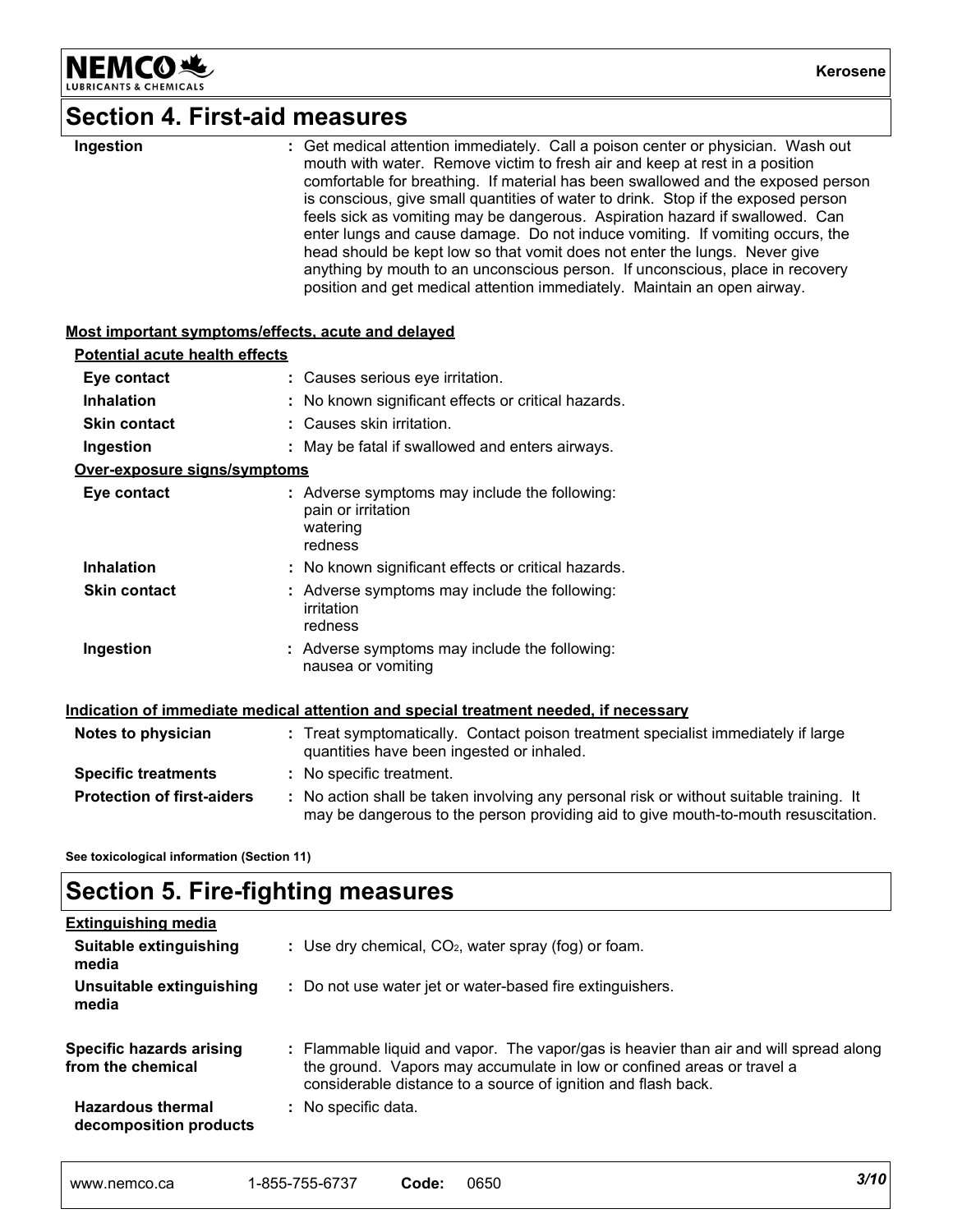## Section 4. First-aid measures

| | |
|---|---|
| **Ingestion** | : Get medical attention immediately. Call a poison center or physician. Wash out mouth with water. Remove victim to fresh air and keep at rest in a position comfortable for breathing. If material has been swallowed and the exposed person is conscious, give small quantities of water to drink. Stop if the exposed person feels sick as vomiting may be dangerous. Aspiration hazard if swallowed. Can enter lungs and cause damage. Do not induce vomiting. If vomiting occurs, the head should be kept low so that vomit does not enter the lungs. Never give anything by mouth to an unconscious person. If unconscious, place in recovery position and get medical attention immediately. Maintain an open airway. |

### Most important symptoms/effects, acute and delayed

**Potential acute health effects**

| | |
|---|---|
| **Eye contact** | : Causes serious eye irritation. |
| **Inhalation** | : No known significant effects or critical hazards. |
| **Skin contact** | : Causes skin irritation. |
| **Ingestion** | : May be fatal if swallowed and enters airways. |

**Over-exposure signs/symptoms**

| | |
|---|---|
| **Eye contact** | : Adverse symptoms may include the following: pain or irritation, watering, redness |
| **Inhalation** | : No known significant effects or critical hazards. |
| **Skin contact** | : Adverse symptoms may include the following: irritation, redness |
| **Ingestion** | : Adverse symptoms may include the following: nausea or vomiting |

### Indication of immediate medical attention and special treatment needed, if necessary

| | |
|---|---|
| **Notes to physician** | : Treat symptomatically. Contact poison treatment specialist immediately if large quantities have been ingested or inhaled. |
| **Specific treatments** | : No specific treatment. |
| **Protection of first-aiders** | : No action shall be taken involving any personal risk or without suitable training. It may be dangerous to the person providing aid to give mouth-to-mouth resuscitation. |

**See toxicological information (Section 11)**

## Section 5. Fire-fighting measures

### Extinguishing media

| | |
|---|---|
| **Suitable extinguishing media** | : Use dry chemical, $CO_2$, water spray (fog) or foam. |
| **Unsuitable extinguishing media** | : Do not use water jet or water-based fire extinguishers. |
| **Specific hazards arising from the chemical** | : Flammable liquid and vapor. The vapor/gas is heavier than air and will spread along the ground. Vapors may accumulate in low or confined areas or travel a considerable distance to a source of ignition and flash back. |
| **Hazardous thermal decomposition products** | : No specific data. |

www.nemco.ca 1-855-755-6737 **Code:** 0650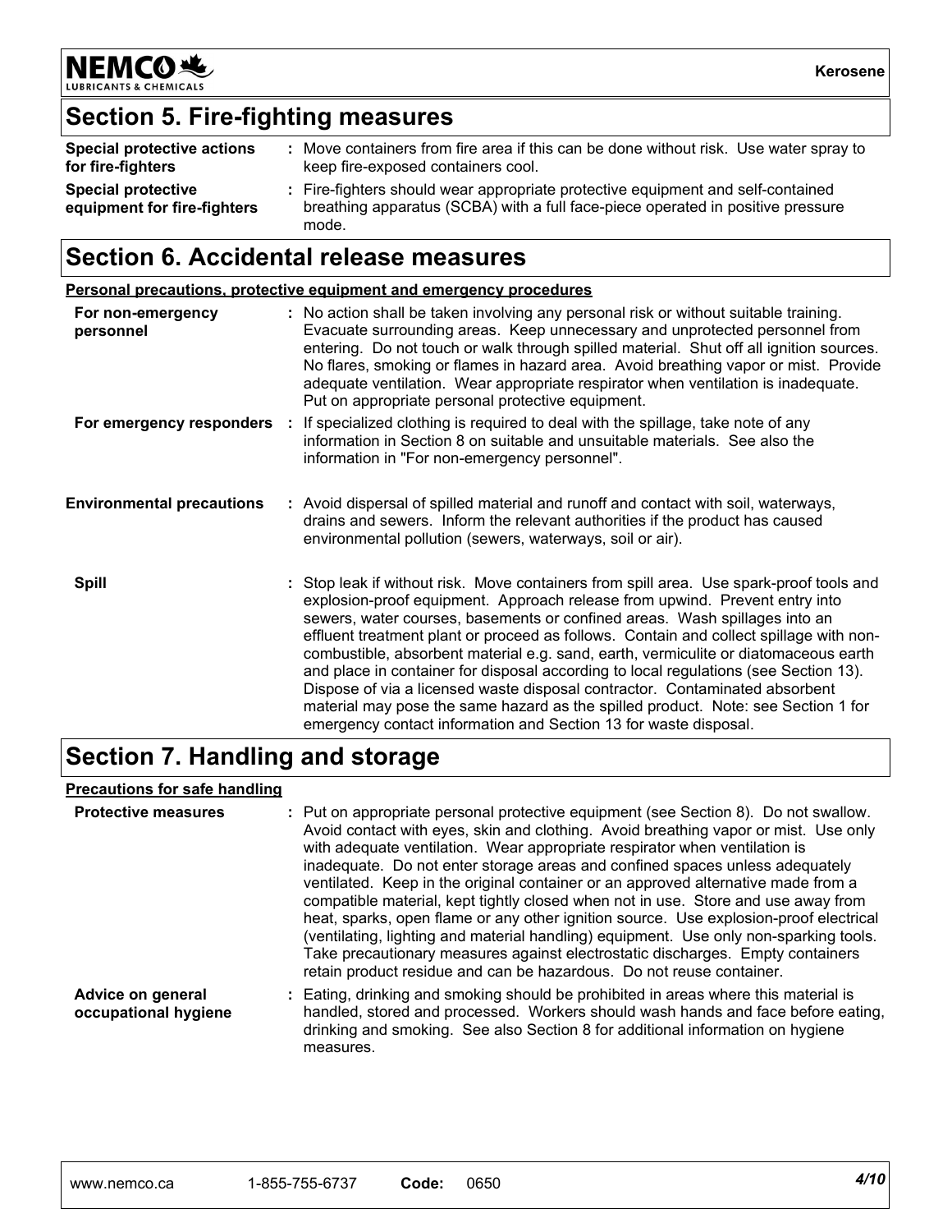## Section 5. Fire-fighting measures

| | |
|---|---|
| **Special protective actions for fire-fighters** | : Move containers from fire area if this can be done without risk. Use water spray to keep fire-exposed containers cool. |
| **Special protective equipment for fire-fighters** | : Fire-fighters should wear appropriate protective equipment and self-contained breathing apparatus (SCBA) with a full face-piece operated in positive pressure mode. |

## Section 6. Accidental release measures

**Personal precautions, protective equipment and emergency procedures**

| | |
|---|---|
| **For non-emergency personnel** | : No action shall be taken involving any personal risk or without suitable training. Evacuate surrounding areas. Keep unnecessary and unprotected personnel from entering. Do not touch or walk through spilled material. Shut off all ignition sources. No flares, smoking or flames in hazard area. Avoid breathing vapor or mist. Provide adequate ventilation. Wear appropriate respirator when ventilation is inadequate. Put on appropriate personal protective equipment. |
| **For emergency responders** | : If specialized clothing is required to deal with the spillage, take note of any information in Section 8 on suitable and unsuitable materials. See also the information in "For non-emergency personnel". |
| **Environmental precautions** | : Avoid dispersal of spilled material and runoff and contact with soil, waterways, drains and sewers. Inform the relevant authorities if the product has caused environmental pollution (sewers, waterways, soil or air). |
| **Spill** | : Stop leak if without risk. Move containers from spill area. Use spark-proof tools and explosion-proof equipment. Approach release from upwind. Prevent entry into sewers, water courses, basements or confined areas. Wash spillages into an effluent treatment plant or proceed as follows. Contain and collect spillage with non-combustible, absorbent material e.g. sand, earth, vermiculite or diatomaceous earth and place in container for disposal according to local regulations (see Section 13). Dispose of via a licensed waste disposal contractor. Contaminated absorbent material may pose the same hazard as the spilled product. Note: see Section 1 for emergency contact information and Section 13 for waste disposal. |

## Section 7. Handling and storage

**Precautions for safe handling**

| | |
|---|---|
| **Protective measures** | : Put on appropriate personal protective equipment (see Section 8). Do not swallow. Avoid contact with eyes, skin and clothing. Avoid breathing vapor or mist. Use only with adequate ventilation. Wear appropriate respirator when ventilation is inadequate. Do not enter storage areas and confined spaces unless adequately ventilated. Keep in the original container or an approved alternative made from a compatible material, kept tightly closed when not in use. Store and use away from heat, sparks, open flame or any other ignition source. Use explosion-proof electrical (ventilating, lighting and material handling) equipment. Use only non-sparking tools. Take precautionary measures against electrostatic discharges. Empty containers retain product residue and can be hazardous. Do not reuse container. |
| **Advice on general occupational hygiene** | : Eating, drinking and smoking should be prohibited in areas where this material is handled, stored and processed. Workers should wash hands and face before eating, drinking and smoking. See also Section 8 for additional information on hygiene measures. |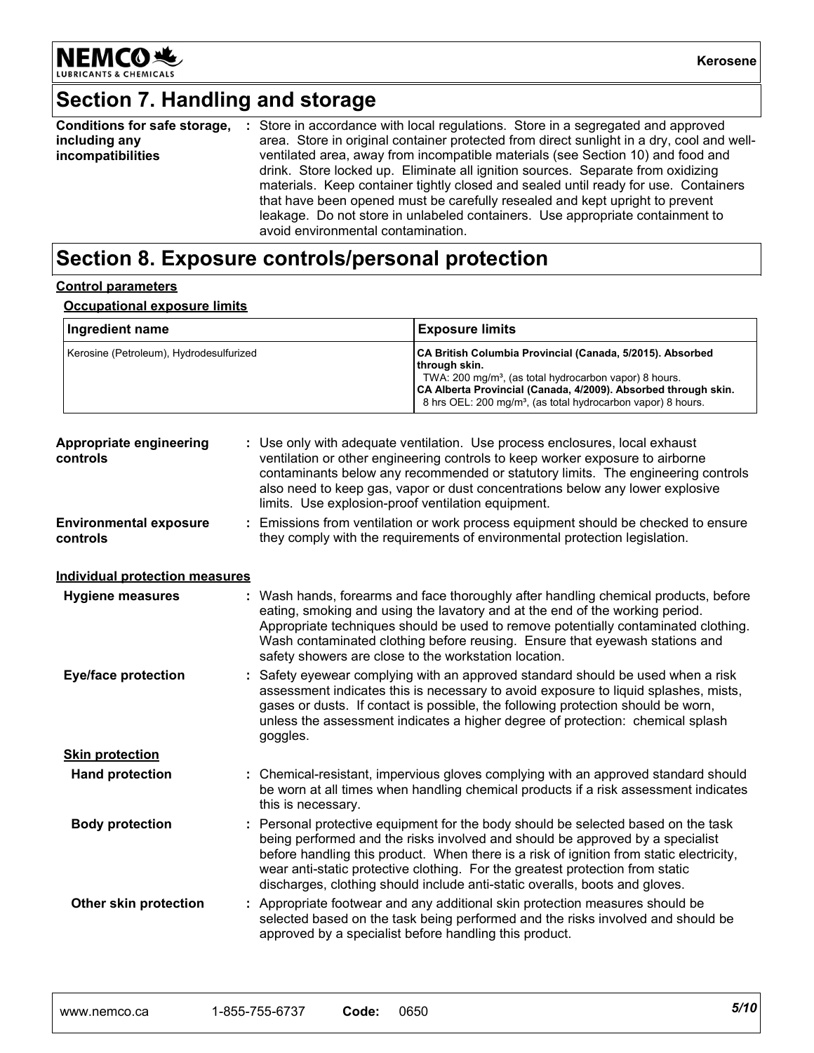## Section 7. Handling and storage

**Conditions for safe storage, including any incompatibilities** : Store in accordance with local regulations. Store in a segregated and approved area. Store in original container protected from direct sunlight in a dry, cool and well-ventilated area, away from incompatible materials (see Section 10) and food and drink. Store locked up. Eliminate all ignition sources. Separate from oxidizing materials. Keep container tightly closed and sealed until ready for use. Containers that have been opened must be carefully resealed and kept upright to prevent leakage. Do not store in unlabeled containers. Use appropriate containment to avoid environmental contamination.

## Section 8. Exposure controls/personal protection

**Control parameters**

**Occupational exposure limits**

| Ingredient name | Exposure limits |
| --- | --- |
| Kerosine (Petroleum), Hydrodesulfurized | **CA British Columbia Provincial (Canada, 5/2015). Absorbed through skin.**<br>TWA: 200 mg/m³, (as total hydrocarbon vapor) 8 hours.<br>**CA Alberta Provincial (Canada, 4/2009). Absorbed through skin.**<br>8 hrs OEL: 200 mg/m³, (as total hydrocarbon vapor) 8 hours. |

**Appropriate engineering controls** : Use only with adequate ventilation. Use process enclosures, local exhaust ventilation or other engineering controls to keep worker exposure to airborne contaminants below any recommended or statutory limits. The engineering controls also need to keep gas, vapor or dust concentrations below any lower explosive limits. Use explosion-proof ventilation equipment.

**Environmental exposure controls** : Emissions from ventilation or work process equipment should be checked to ensure they comply with the requirements of environmental protection legislation.

**Individual protection measures**

**Hygiene measures** : Wash hands, forearms and face thoroughly after handling chemical products, before eating, smoking and using the lavatory and at the end of the working period. Appropriate techniques should be used to remove potentially contaminated clothing. Wash contaminated clothing before reusing. Ensure that eyewash stations and safety showers are close to the workstation location.

**Eye/face protection** : Safety eyewear complying with an approved standard should be used when a risk assessment indicates this is necessary to avoid exposure to liquid splashes, mists, gases or dusts. If contact is possible, the following protection should be worn, unless the assessment indicates a higher degree of protection: chemical splash goggles.

**Skin protection**

**Hand protection** : Chemical-resistant, impervious gloves complying with an approved standard should be worn at all times when handling chemical products if a risk assessment indicates this is necessary.

**Body protection** : Personal protective equipment for the body should be selected based on the task being performed and the risks involved and should be approved by a specialist before handling this product. When there is a risk of ignition from static electricity, wear anti-static protective clothing. For the greatest protection from static discharges, clothing should include anti-static overalls, boots and gloves.

**Other skin protection** : Appropriate footwear and any additional skin protection measures should be selected based on the task being performed and the risks involved and should be approved by a specialist before handling this product.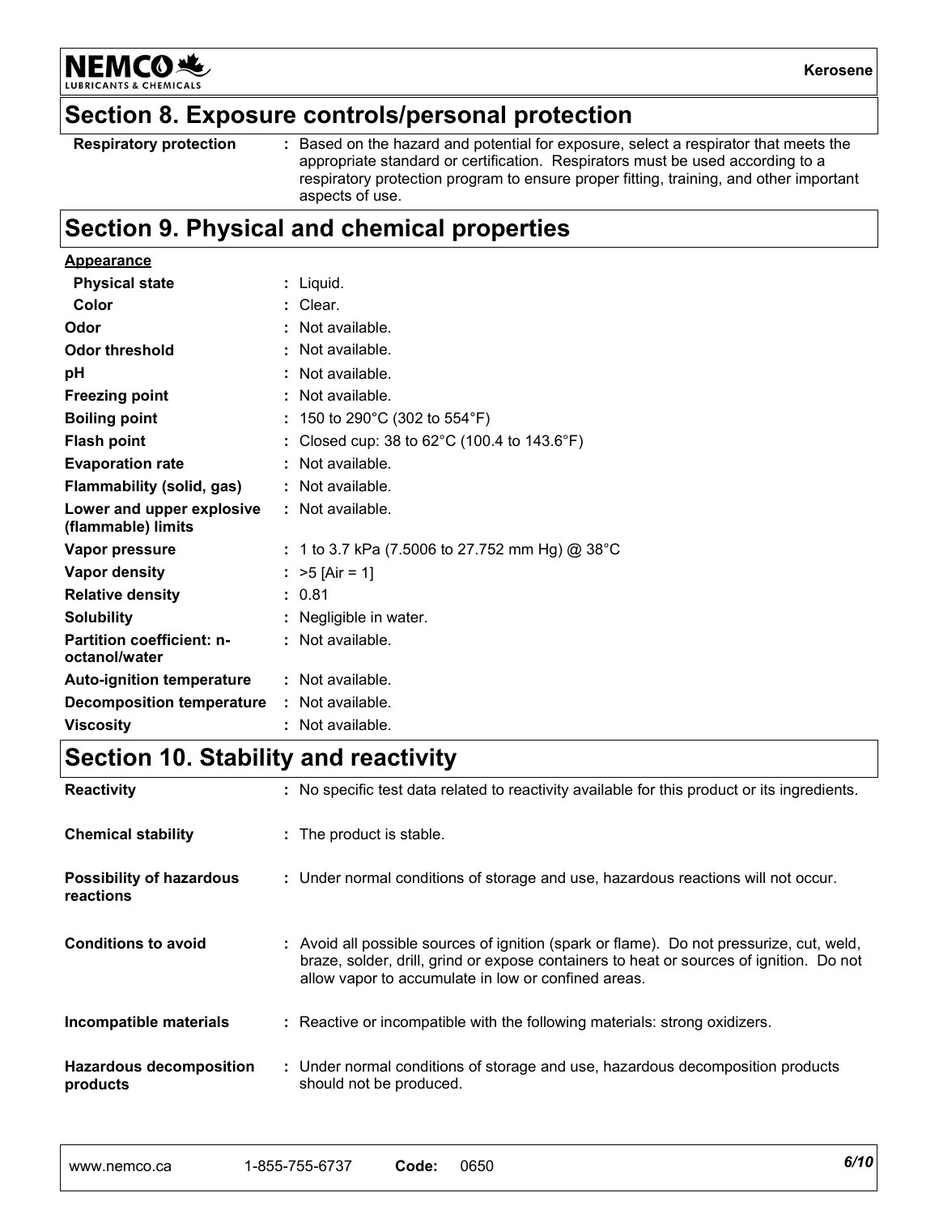## Section 8. Exposure controls/personal protection

| | |
|---|---|
| **Respiratory protection** | : Based on the hazard and potential for exposure, select a respirator that meets the appropriate standard or certification. Respirators must be used according to a respiratory protection program to ensure proper fitting, training, and other important aspects of use. |

## Section 9. Physical and chemical properties

**Appearance**

| | |
|---|---|
| **Physical state** | : Liquid. |
| **Color** | : Clear. |
| **Odor** | : Not available. |
| **Odor threshold** | : Not available. |
| **pH** | : Not available. |
| **Freezing point** | : Not available. |
| **Boiling point** | : 150 to 290°C (302 to 554°F) |
| **Flash point** | : Closed cup: 38 to 62°C (100.4 to 143.6°F) |
| **Evaporation rate** | : Not available. |
| **Flammability (solid, gas)** | : Not available. |
| **Lower and upper explosive (flammable) limits** | : Not available. |
| **Vapor pressure** | : 1 to 3.7 kPa (7.5006 to 27.752 mm Hg) @ 38°C |
| **Vapor density** | : >5 [Air = 1] |
| **Relative density** | : 0.81 |
| **Solubility** | : Negligible in water. |
| **Partition coefficient: n-octanol/water** | : Not available. |
| **Auto-ignition temperature** | : Not available. |
| **Decomposition temperature** | : Not available. |
| **Viscosity** | : Not available. |

## Section 10. Stability and reactivity

| | |
|---|---|
| **Reactivity** | : No specific test data related to reactivity available for this product or its ingredients. |
| **Chemical stability** | : The product is stable. |
| **Possibility of hazardous reactions** | : Under normal conditions of storage and use, hazardous reactions will not occur. |
| **Conditions to avoid** | : Avoid all possible sources of ignition (spark or flame). Do not pressurize, cut, weld, braze, solder, drill, grind or expose containers to heat or sources of ignition. Do not allow vapor to accumulate in low or confined areas. |
| **Incompatible materials** | : Reactive or incompatible with the following materials: strong oxidizers. |
| **Hazardous decomposition products** | : Under normal conditions of storage and use, hazardous decomposition products should not be produced. |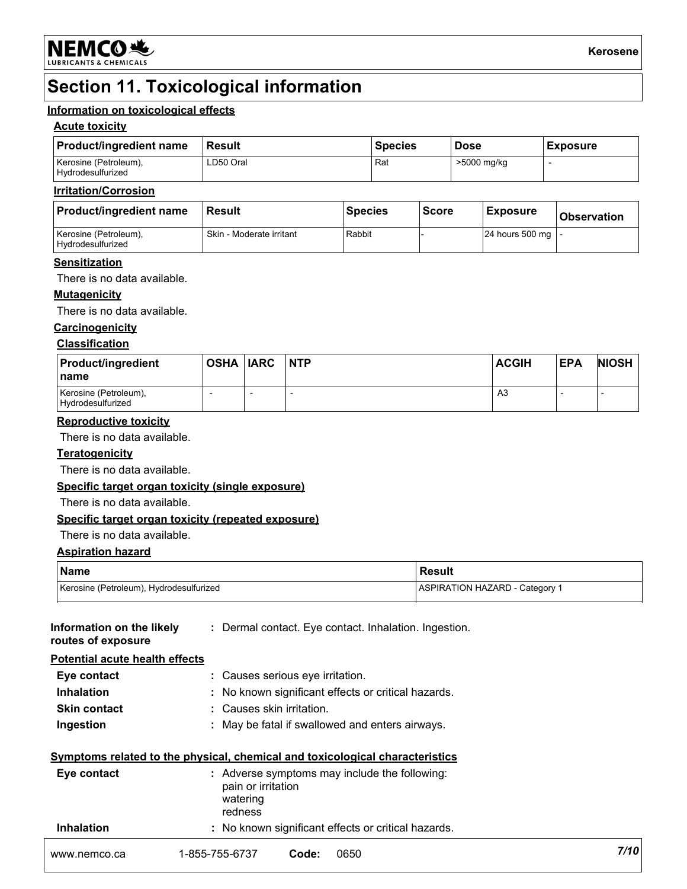# Section 11. Toxicological information

## Information on toxicological effects

### Acute toxicity

| Product/ingredient name | Result | Species | Dose | Exposure |
|---|---|---|---|---|
| Kerosine (Petroleum), Hydrodesulfurized | LD50 Oral | Rat | >5000 mg/kg | - |

### Irritation/Corrosion

| Product/ingredient name | Result | Species | Score | Exposure | Observation |
|---|---|---|---|---|---|
| Kerosine (Petroleum), Hydrodesulfurized | Skin - Moderate irritant | Rabbit | - | 24 hours 500 mg | - |

### Sensitization

There is no data available.

### Mutagenicity

There is no data available.

### Carcinogenicity

#### Classification

| Product/ingredient name | OSHA | IARC | NTP | ACGIH | EPA | NIOSH |
|---|---|---|---|---|---|---|
| Kerosine (Petroleum), Hydrodesulfurized | - | - | - | A3 | - | - |

#### Reproductive toxicity

There is no data available.

#### Teratogenicity

There is no data available.

#### Specific target organ toxicity (single exposure)

There is no data available.

#### Specific target organ toxicity (repeated exposure)

There is no data available.

#### Aspiration hazard

| Name | Result |
|---|---|
| Kerosine (Petroleum), Hydrodesulfurized | ASPIRATION HAZARD - Category 1 |

**Information on the likely routes of exposure** : Dermal contact. Eye contact. Inhalation. Ingestion.

**Potential acute health effects**

**Eye contact** : Causes serious eye irritation.

**Inhalation** : No known significant effects or critical hazards.

**Skin contact** : Causes skin irritation.

**Ingestion** : May be fatal if swallowed and enters airways.

**Symptoms related to the physical, chemical and toxicological characteristics**

**Eye contact** : Adverse symptoms may include the following:
pain or irritation
watering
redness

**Inhalation** : No known significant effects or critical hazards.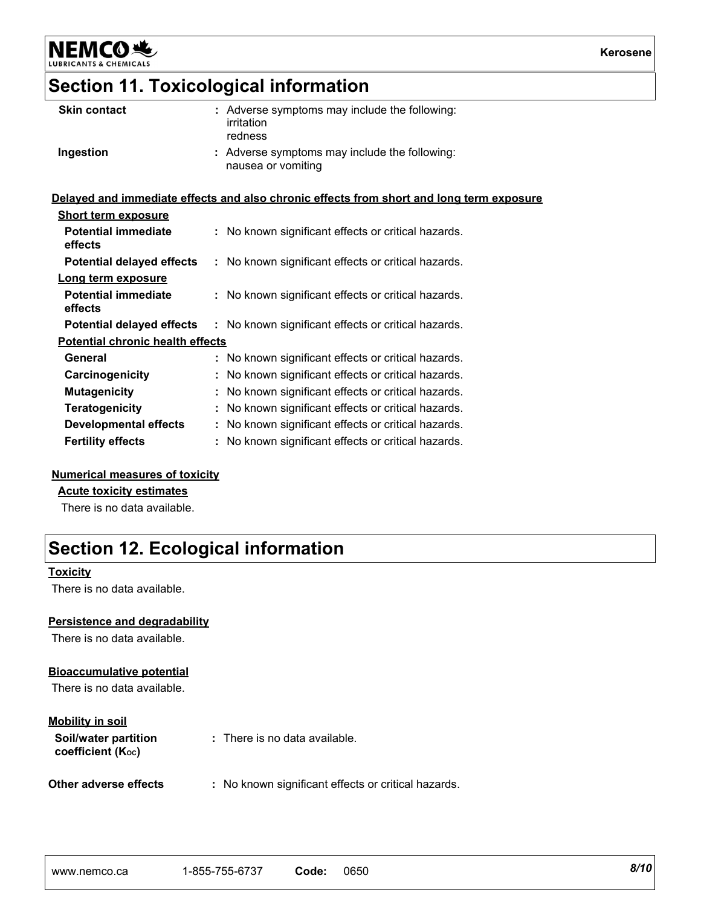## Section 11. Toxicological information

| | |
|---|---|
| **Skin contact** | : Adverse symptoms may include the following:<br>irritation<br>redness |
| **Ingestion** | : Adverse symptoms may include the following:<br>nausea or vomiting |

### Delayed and immediate effects and also chronic effects from short and long term exposure

**Short term exposure**

| | |
|---|---|
| **Potential immediate effects** | : No known significant effects or critical hazards. |
| **Potential delayed effects** | : No known significant effects or critical hazards. |

**Long term exposure**

| | |
|---|---|
| **Potential immediate effects** | : No known significant effects or critical hazards. |
| **Potential delayed effects** | : No known significant effects or critical hazards. |

**Potential chronic health effects**

| | |
|---|---|
| **General** | : No known significant effects or critical hazards. |
| **Carcinogenicity** | : No known significant effects or critical hazards. |
| **Mutagenicity** | : No known significant effects or critical hazards. |
| **Teratogenicity** | : No known significant effects or critical hazards. |
| **Developmental effects** | : No known significant effects or critical hazards. |
| **Fertility effects** | : No known significant effects or critical hazards. |

### Numerical measures of toxicity

**Acute toxicity estimates**

There is no data available.

## Section 12. Ecological information

### Toxicity

There is no data available.

### Persistence and degradability

There is no data available.

### Bioaccumulative potential

There is no data available.

### Mobility in soil

| | |
|---|---|
| **Soil/water partition coefficient ($K_{OC}$)** | : There is no data available. |

| | |
|---|---|
| **Other adverse effects** | : No known significant effects or critical hazards. |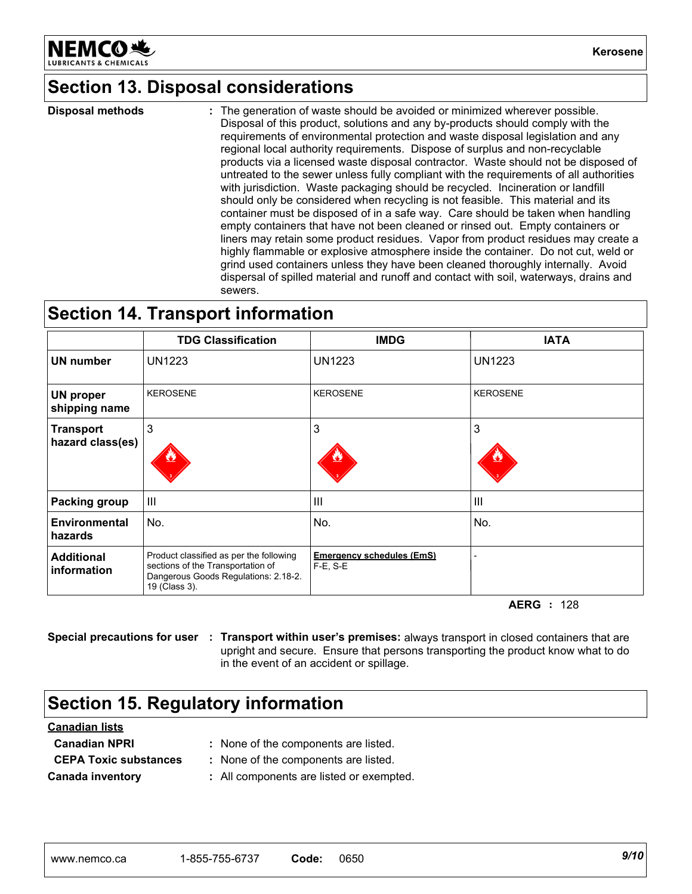## Section 13. Disposal considerations

**Disposal methods** : The generation of waste should be avoided or minimized wherever possible. Disposal of this product, solutions and any by-products should comply with the requirements of environmental protection and waste disposal legislation and any regional local authority requirements. Dispose of surplus and non-recyclable products via a licensed waste disposal contractor. Waste should not be disposed of untreated to the sewer unless fully compliant with the requirements of all authorities with jurisdiction. Waste packaging should be recycled. Incineration or landfill should only be considered when recycling is not feasible. This material and its container must be disposed of in a safe way. Care should be taken when handling empty containers that have not been cleaned or rinsed out. Empty containers or liners may retain some product residues. Vapor from product residues may create a highly flammable or explosive atmosphere inside the container. Do not cut, weld or grind used containers unless they have been cleaned thoroughly internally. Avoid dispersal of spilled material and runoff and contact with soil, waterways, drains and sewers.

## Section 14. Transport information

| | TDG Classification | IMDG | IATA |
|---|---|---|---|
| **UN number** | UN1223 | UN1223 | UN1223 |
| **UN proper shipping name** | KEROSENE | KEROSENE | KEROSENE |
| **Transport hazard class(es)** | 3 | 3 | 3 |
| **Packing group** | III | III | III |
| **Environmental hazards** | No. | No. | No. |
| **Additional information** | Product classified as per the following sections of the Transportation of Dangerous Goods Regulations: 2.18-2.19 (Class 3). | **Emergency schedules (EmS)** F-E, S-E | - |

**AERG** : 128

**Special precautions for user** : **Transport within user's premises:** always transport in closed containers that are upright and secure. Ensure that persons transporting the product know what to do in the event of an accident or spillage.

## Section 15. Regulatory information

**Canadian lists**

**Canadian NPRI** : None of the components are listed.

**CEPA Toxic substances** : None of the components are listed.

**Canada inventory** : All components are listed or exempted.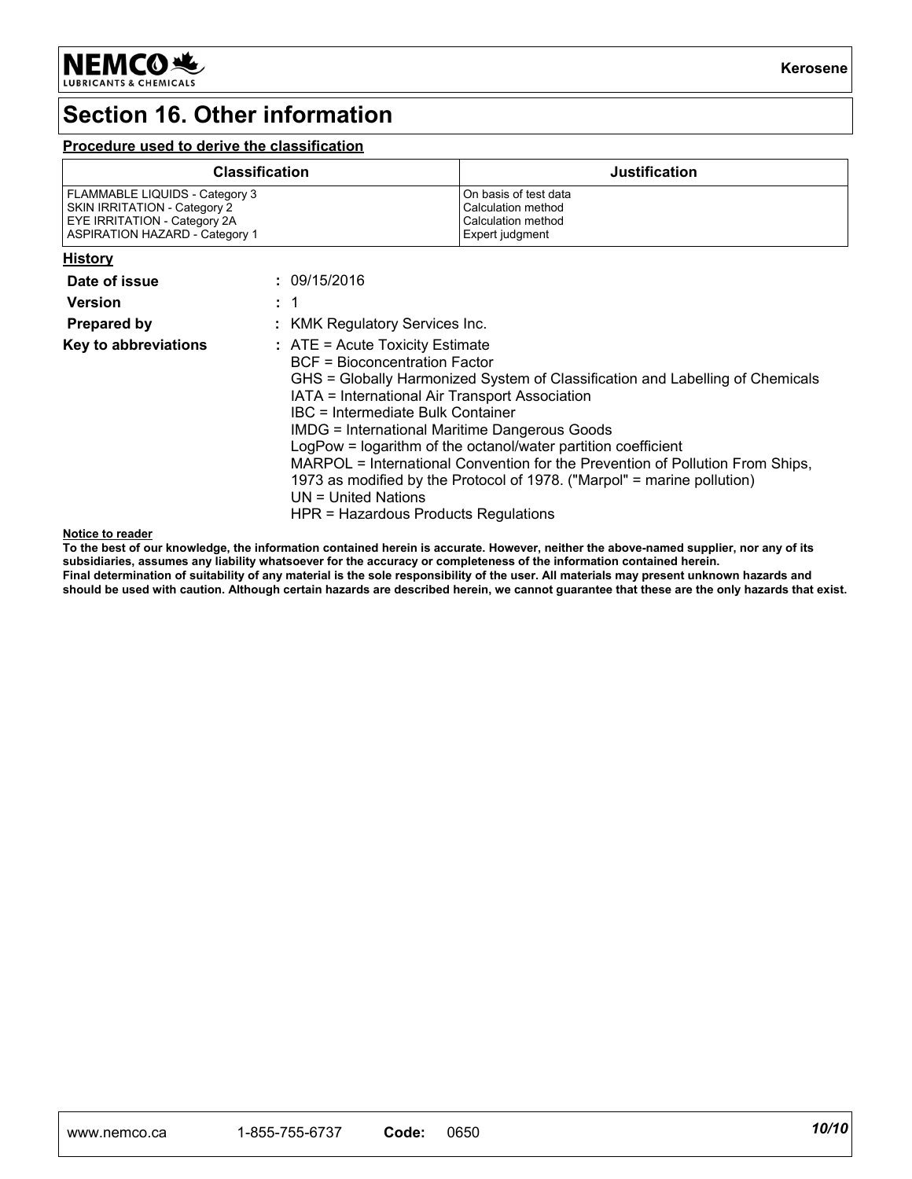## Section 16. Other information

**Procedure used to derive the classification**

| Classification | Justification |
|---|---|
| FLAMMABLE LIQUIDS - Category 3<br>SKIN IRRITATION - Category 2<br>EYE IRRITATION - Category 2A<br>ASPIRATION HAZARD - Category 1 | On basis of test data<br>Calculation method<br>Calculation method<br>Expert judgment |

**History**

**Date of issue** : 09/15/2016

**Version** : 1

**Prepared by** : KMK Regulatory Services Inc.

**Key to abbreviations** : ATE = Acute Toxicity Estimate
BCF = Bioconcentration Factor
GHS = Globally Harmonized System of Classification and Labelling of Chemicals
IATA = International Air Transport Association
IBC = Intermediate Bulk Container
IMDG = International Maritime Dangerous Goods
LogPow = logarithm of the octanol/water partition coefficient
MARPOL = International Convention for the Prevention of Pollution From Ships, 1973 as modified by the Protocol of 1978. ("Marpol" = marine pollution)
UN = United Nations
HPR = Hazardous Products Regulations

**Notice to reader**

**To the best of our knowledge, the information contained herein is accurate. However, neither the above-named supplier, nor any of its subsidiaries, assumes any liability whatsoever for the accuracy or completeness of the information contained herein.**
**Final determination of suitability of any material is the sole responsibility of the user. All materials may present unknown hazards and should be used with caution. Although certain hazards are described herein, we cannot guarantee that these are the only hazards that exist.**